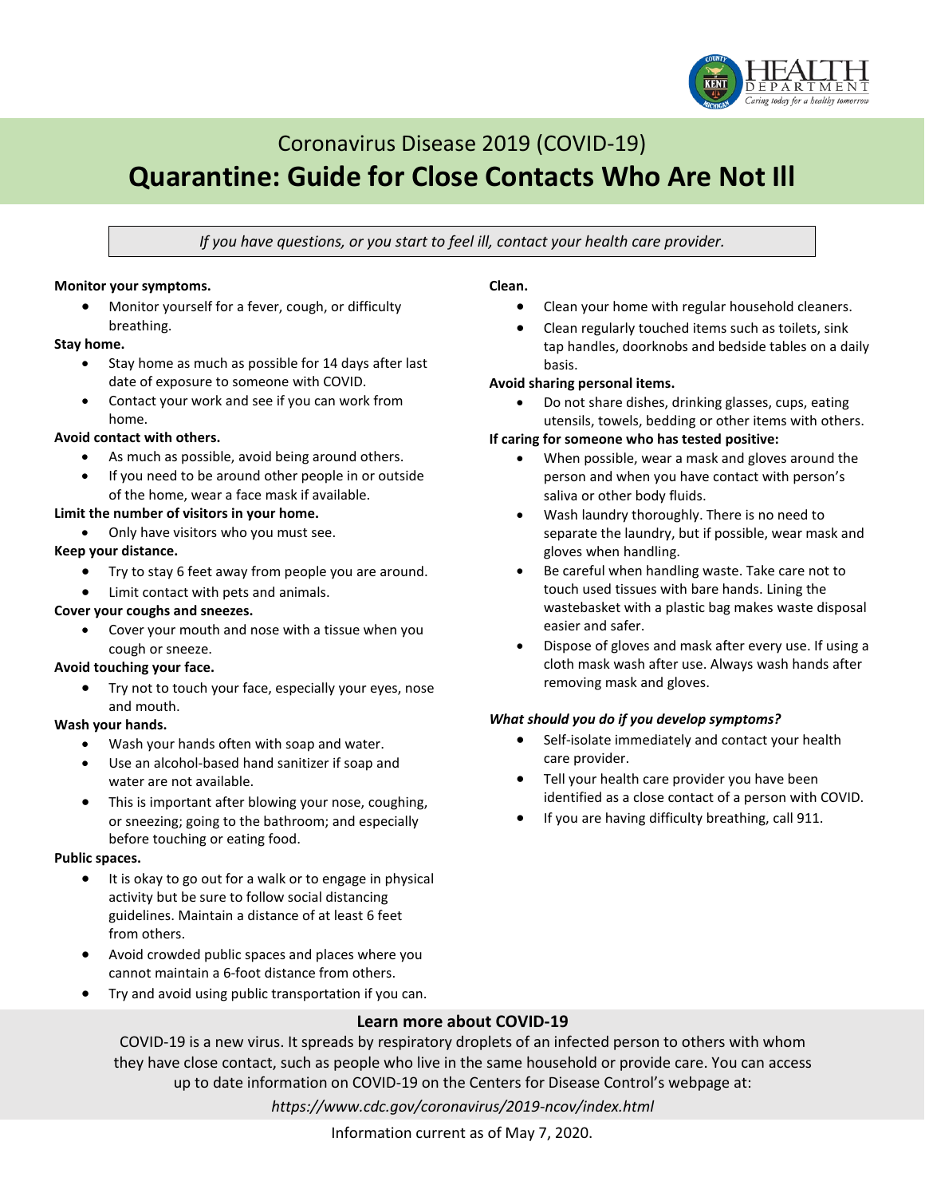Coronavirus Disease 2019 (COVID-19)

# Quarantine: Guide for Close Contacts Who Are Not Ill

*If you have questions, or you start to feel ill, contact your health care provider.*

**Monitor your symptoms.**

- Monitor yourself for a fever, cough, or difficulty breathing.

**Stay home.**

- Stay home as much as possible for 14 days after last date of exposure to someone with COVID.
- Contact your work and see if you can work from home.

**Avoid contact with others.**

- As much as possible, avoid being around others.
- If you need to be around other people in or outside of the home, wear a face mask if available.

**Limit the number of visitors in your home.**

- Only have visitors who you must see.

**Keep your distance.**

- Try to stay 6 feet away from people you are around.
- Limit contact with pets and animals.

**Cover your coughs and sneezes.**

- Cover your mouth and nose with a tissue when you cough or sneeze.

**Avoid touching your face.**

- Try not to touch your face, especially your eyes, nose and mouth.

**Wash your hands.**

- Wash your hands often with soap and water.
- Use an alcohol-based hand sanitizer if soap and water are not available.
- This is important after blowing your nose, coughing, or sneezing; going to the bathroom; and especially before touching or eating food.

**Public spaces.**

- It is okay to go out for a walk or to engage in physical activity but be sure to follow social distancing guidelines. Maintain a distance of at least 6 feet from others.
- Avoid crowded public spaces and places where you cannot maintain a 6-foot distance from others.
- Try and avoid using public transportation if you can.

**Clean.**

- Clean your home with regular household cleaners.
- Clean regularly touched items such as toilets, sink tap handles, doorknobs and bedside tables on a daily basis.

**Avoid sharing personal items.**

- Do not share dishes, drinking glasses, cups, eating utensils, towels, bedding or other items with others.

**If caring for someone who has tested positive:**

- When possible, wear a mask and gloves around the person and when you have contact with person's saliva or other body fluids.
- Wash laundry thoroughly. There is no need to separate the laundry, but if possible, wear mask and gloves when handling.
- Be careful when handling waste. Take care not to touch used tissues with bare hands. Lining the wastebasket with a plastic bag makes waste disposal easier and safer.
- Dispose of gloves and mask after every use. If using a cloth mask wash after use. Always wash hands after removing mask and gloves.

***What should you do if you develop symptoms?***

- Self-isolate immediately and contact your health care provider.
- Tell your health care provider you have been identified as a close contact of a person with COVID.
- If you are having difficulty breathing, call 911.

## Learn more about COVID-19

COVID-19 is a new virus. It spreads by respiratory droplets of an infected person to others with whom they have close contact, such as people who live in the same household or provide care. You can access up to date information on COVID-19 on the Centers for Disease Control's webpage at:

*https://www.cdc.gov/coronavirus/2019-ncov/index.html*

Information current as of May 7, 2020.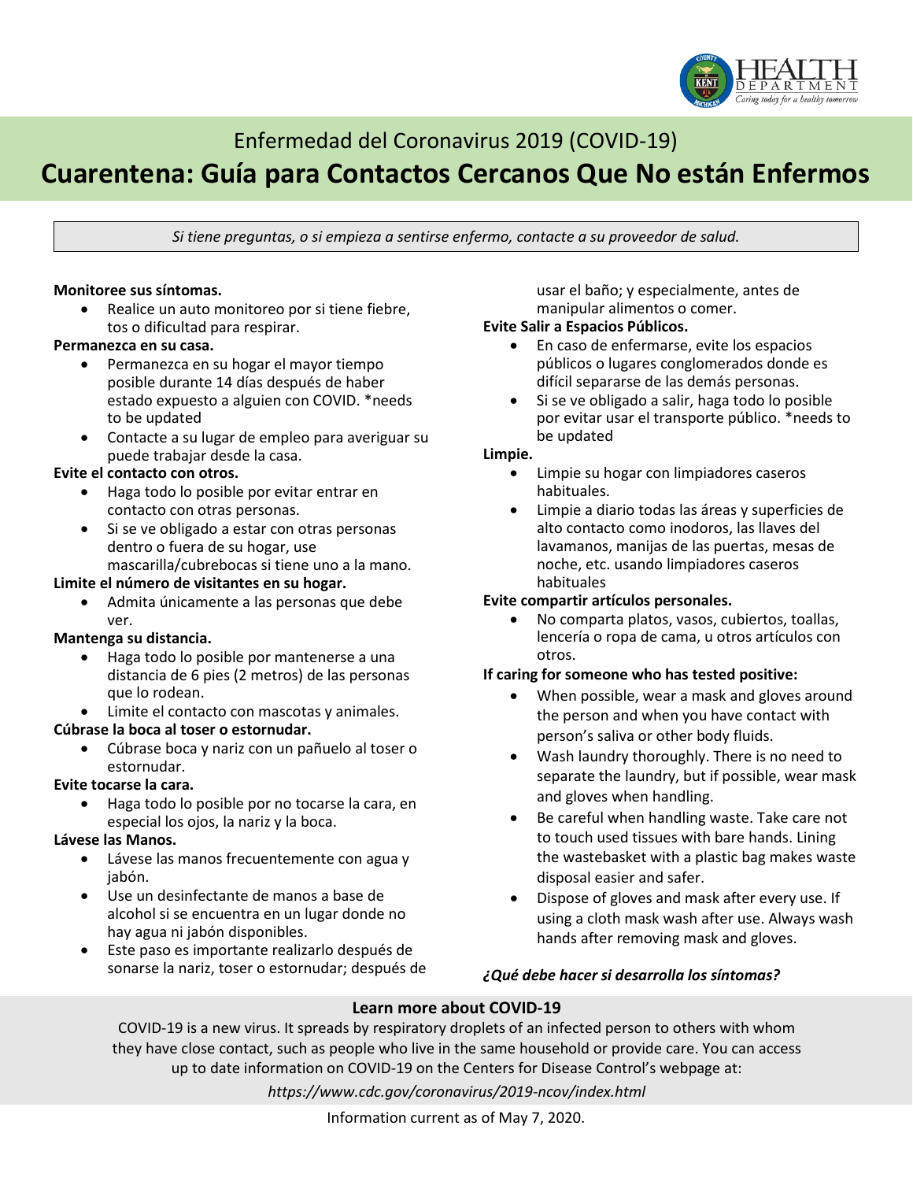Enfermedad del Coronavirus 2019 (COVID-19)

# Cuarentena: Guía para Contactos Cercanos Que No están Enfermos

*Si tiene preguntas, o si empieza a sentirse enfermo, contacte a su proveedor de salud.*

**Monitoree sus síntomas.**

- Realice un auto monitoreo por si tiene fiebre, tos o dificultad para respirar.

**Permanezca en su casa.**

- Permanezca en su hogar el mayor tiempo posible durante 14 días después de haber estado expuesto a alguien con COVID. *needs to be updated
- Contacte a su lugar de empleo para averiguar su puede trabajar desde la casa.

**Evite el contacto con otros.**

- Haga todo lo posible por evitar entrar en contacto con otras personas.
- Si se ve obligado a estar con otras personas dentro o fuera de su hogar, use mascarilla/cubrebocas si tiene uno a la mano.

**Limite el número de visitantes en su hogar.**

- Admita únicamente a las personas que debe ver.

**Mantenga su distancia.**

- Haga todo lo posible por mantenerse a una distancia de 6 pies (2 metros) de las personas que lo rodean.
- Limite el contacto con mascotas y animales.

**Cúbrase la boca al toser o estornudar.**

- Cúbrase boca y nariz con un pañuelo al toser o estornudar.

**Evite tocarse la cara.**

- Haga todo lo posible por no tocarse la cara, en especial los ojos, la nariz y la boca.

**Lávese las Manos.**

- Lávese las manos frecuentemente con agua y jabón.
- Use un desinfectante de manos a base de alcohol si se encuentra en un lugar donde no hay agua ni jabón disponibles.
- Este paso es importante realizarlo después de sonarse la nariz, toser o estornudar; después de usar el baño; y especialmente, antes de manipular alimentos o comer.

**Evite Salir a Espacios Públicos.**

- En caso de enfermarse, evite los espacios públicos o lugares conglomerados donde es difícil separarse de las demás personas.
- Si se ve obligado a salir, haga todo lo posible por evitar usar el transporte público. *needs to be updated

**Limpie.**

- Limpie su hogar con limpiadores caseros habituales.
- Limpie a diario todas las áreas y superficies de alto contacto como inodoros, las llaves del lavamanos, manijas de las puertas, mesas de noche, etc. usando limpiadores caseros habituales

**Evite compartir artículos personales.**

- No comparta platos, vasos, cubiertos, toallas, lencería o ropa de cama, u otros artículos con otros.

**If caring for someone who has tested positive:**

- When possible, wear a mask and gloves around the person and when you have contact with person's saliva or other body fluids.
- Wash laundry thoroughly. There is no need to separate the laundry, but if possible, wear mask and gloves when handling.
- Be careful when handling waste. Take care not to touch used tissues with bare hands. Lining the wastebasket with a plastic bag makes waste disposal easier and safer.
- Dispose of gloves and mask after every use. If using a cloth mask wash after use. Always wash hands after removing mask and gloves.

***¿Qué debe hacer si desarrolla los síntomas?***

**Learn more about COVID-19**

COVID-19 is a new virus. It spreads by respiratory droplets of an infected person to others with whom they have close contact, such as people who live in the same household or provide care. You can access up to date information on COVID-19 on the Centers for Disease Control's webpage at:

*https://www.cdc.gov/coronavirus/2019-ncov/index.html*

Information current as of May 7, 2020.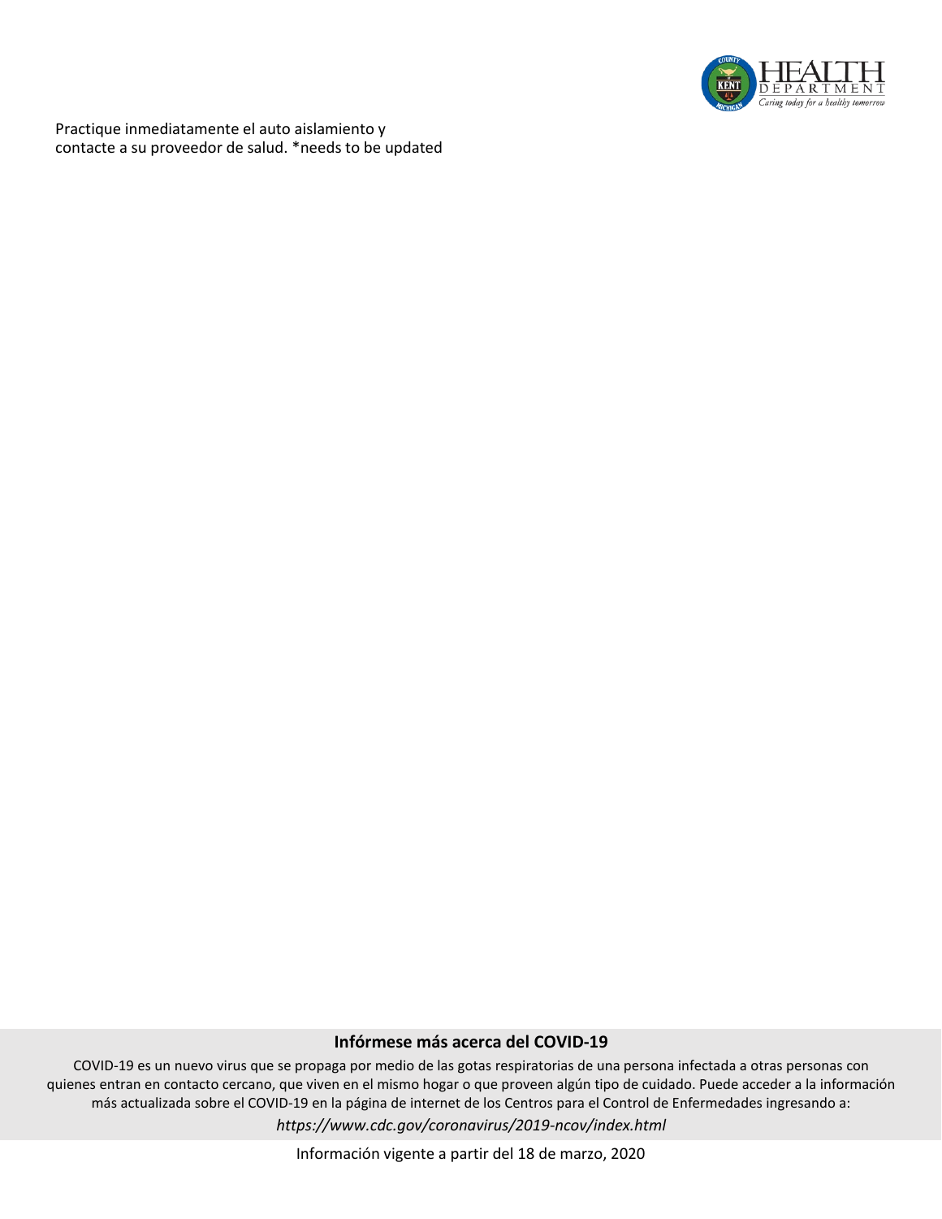Practique inmediatamente el auto aislamiento y contacte a su proveedor de salud. *needs to be updated

**Infórmese más acerca del COVID-19**

COVID-19 es un nuevo virus que se propaga por medio de las gotas respiratorias de una persona infectada a otras personas con quienes entran en contacto cercano, que viven en el mismo hogar o que proveen algún tipo de cuidado. Puede acceder a la información más actualizada sobre el COVID-19 en la página de internet de los Centros para el Control de Enfermedades ingresando a:

*https://www.cdc.gov/coronavirus/2019-ncov/index.html*

Información vigente a partir del 18 de marzo, 2020